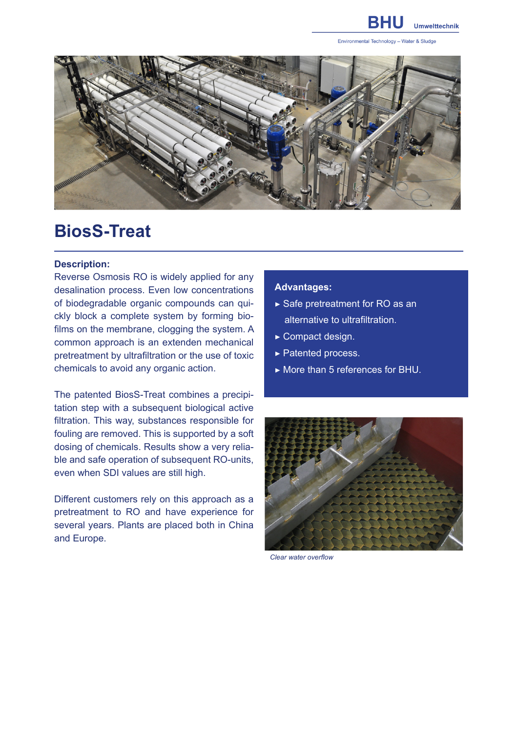# BiosS-Treat

**Description:**

Reverse Osmosis RO is widely applied for any desalination process. Even low concentrations of biodegradable organic compounds can quickly block a complete system by forming biofilms on the membrane, clogging the system. A common approach is an extenden mechanical pretreatment by ultrafiltration or the use of toxic chemicals to avoid any organic action.

The patented BiosS-Treat combines a precipitation step with a subsequent biological active filtration. This way, substances responsible for fouling are removed. This is supported by a soft dosing of chemicals. Results show a very reliable and safe operation of subsequent RO-units, even when SDI values are still high.

Different customers rely on this approach as a pretreatment to RO and have experience for several years. Plants are placed both in China and Europe.

**Advantages:**

- Safe pretreatment for RO as an alternative to ultrafiltration.
- Compact design.
- Patented process.
- More than 5 references for BHU.

*Clear water overflow*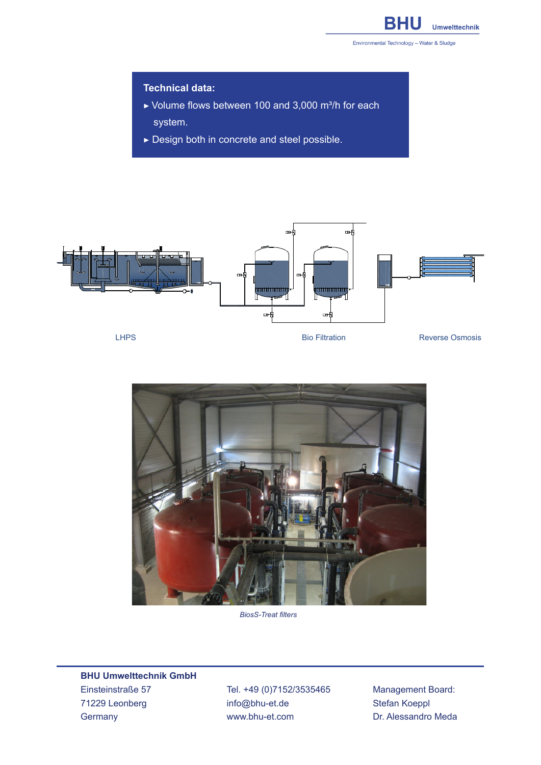**Technical data:**

- Volume flows between 100 and 3,000 m³/h for each system.
- Design both in concrete and steel possible.

LHPS

Bio Filtration

Reverse Osmosis

*BiosS-Treat filters*

**BHU Umwelttechnik GmbH**

Einsteinstraße 57
71229 Leonberg
Germany

Tel. +49 (0)7152/3535465
info@bhu-et.de
www.bhu-et.com

Management Board:
Stefan Koeppl
Dr. Alessandro Meda